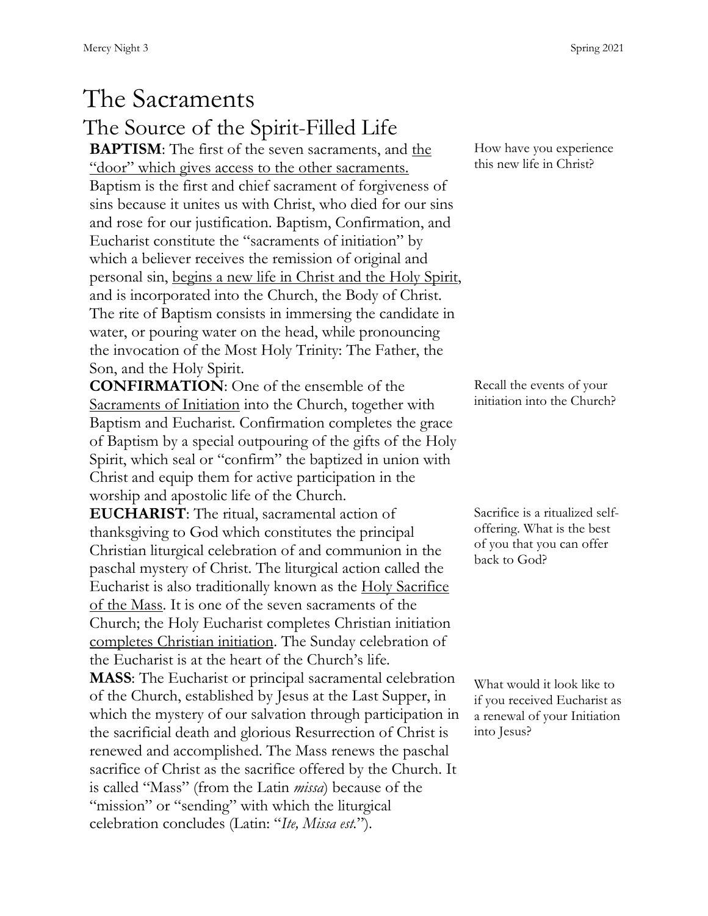# The Sacraments

## The Source of the Spirit-Filled Life

**BAPTISM**: The first of the seven sacraments, and the "door" which gives access to the other sacraments. Baptism is the first and chief sacrament of forgiveness of sins because it unites us with Christ, who died for our sins and rose for our justification. Baptism, Confirmation, and Eucharist constitute the "sacraments of initiation" by which a believer receives the remission of original and personal sin, begins a new life in Christ and the Holy Spirit, and is incorporated into the Church, the Body of Christ. The rite of Baptism consists in immersing the candidate in water, or pouring water on the head, while pronouncing the invocation of the Most Holy Trinity: The Father, the Son, and the Holy Spirit.

How have you experience this new life in Christ?

**CONFIRMATION**: One of the ensemble of the Sacraments of Initiation into the Church, together with Baptism and Eucharist. Confirmation completes the grace of Baptism by a special outpouring of the gifts of the Holy Spirit, which seal or "confirm" the baptized in union with Christ and equip them for active participation in the worship and apostolic life of the Church.

Recall the events of your initiation into the Church?

**EUCHARIST**: The ritual, sacramental action of thanksgiving to God which constitutes the principal Christian liturgical celebration of and communion in the paschal mystery of Christ. The liturgical action called the Eucharist is also traditionally known as the Holy Sacrifice of the Mass. It is one of the seven sacraments of the Church; the Holy Eucharist completes Christian initiation completes Christian initiation. The Sunday celebration of the Eucharist is at the heart of the Church's life.

Sacrifice is a ritualized self-offering. What is the best of you that you can offer back to God?

**MASS**: The Eucharist or principal sacramental celebration of the Church, established by Jesus at the Last Supper, in which the mystery of our salvation through participation in the sacrificial death and glorious Resurrection of Christ is renewed and accomplished. The Mass renews the paschal sacrifice of Christ as the sacrifice offered by the Church. It is called "Mass" (from the Latin *missa*) because of the "mission" or "sending" with which the liturgical celebration concludes (Latin: "*Ite, Missa est.*").

What would it look like to if you received Eucharist as a renewal of your Initiation into Jesus?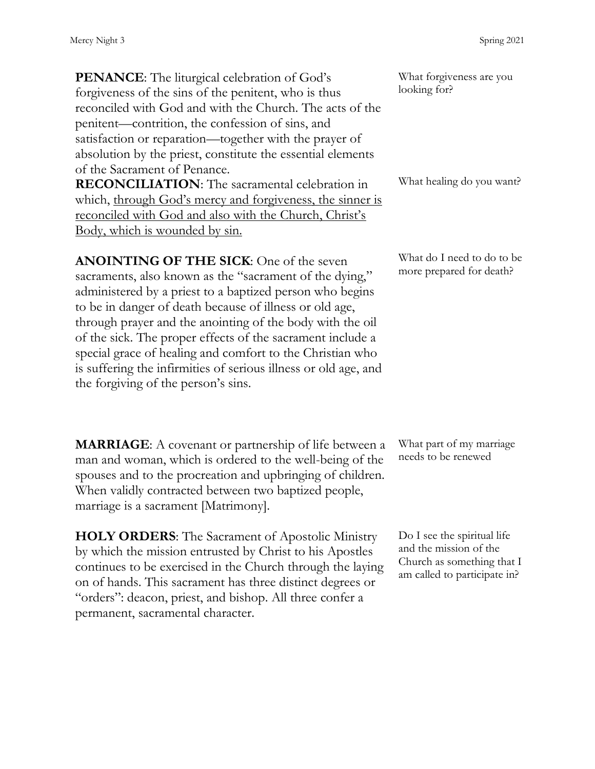**PENANCE**: The liturgical celebration of God's forgiveness of the sins of the penitent, who is thus reconciled with God and with the Church. The acts of the penitent—contrition, the confession of sins, and satisfaction or reparation—together with the prayer of absolution by the priest, constitute the essential elements of the Sacrament of Penance.

What forgiveness are you looking for?

**RECONCILIATION**: The sacramental celebration in which, <u>through God's mercy and forgiveness, the sinner is reconciled with God and also with the Church, Christ's Body, which is wounded by sin.</u>

What healing do you want?

**ANOINTING OF THE SICK**: One of the seven sacraments, also known as the "sacrament of the dying," administered by a priest to a baptized person who begins to be in danger of death because of illness or old age, through prayer and the anointing of the body with the oil of the sick. The proper effects of the sacrament include a special grace of healing and comfort to the Christian who is suffering the infirmities of serious illness or old age, and the forgiving of the person's sins.

What do I need to do to be more prepared for death?

**MARRIAGE**: A covenant or partnership of life between a man and woman, which is ordered to the well-being of the spouses and to the procreation and upbringing of children. When validly contracted between two baptized people, marriage is a sacrament [Matrimony].

What part of my marriage needs to be renewed

**HOLY ORDERS**: The Sacrament of Apostolic Ministry by which the mission entrusted by Christ to his Apostles continues to be exercised in the Church through the laying on of hands. This sacrament has three distinct degrees or "orders": deacon, priest, and bishop. All three confer a permanent, sacramental character.

Do I see the spiritual life and the mission of the Church as something that I am called to participate in?